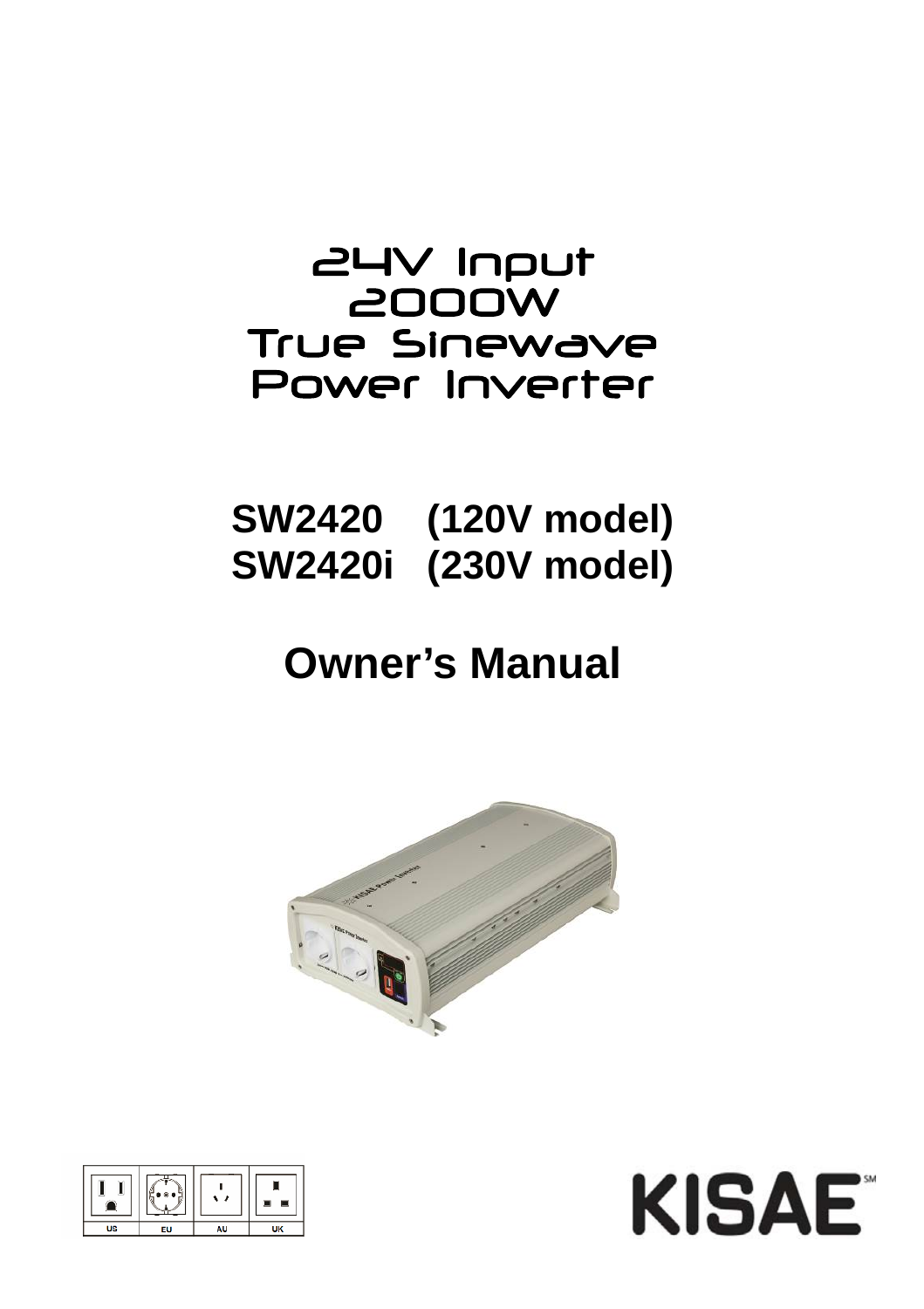# 24V Input
# 2000W
# True Sinewave
# Power Inverter

**SW2420 (120V model)**
**SW2420i (230V model)**

## Owner's Manual

| US | EU | AU | UK |
|---|---|---|---|

KISAE℠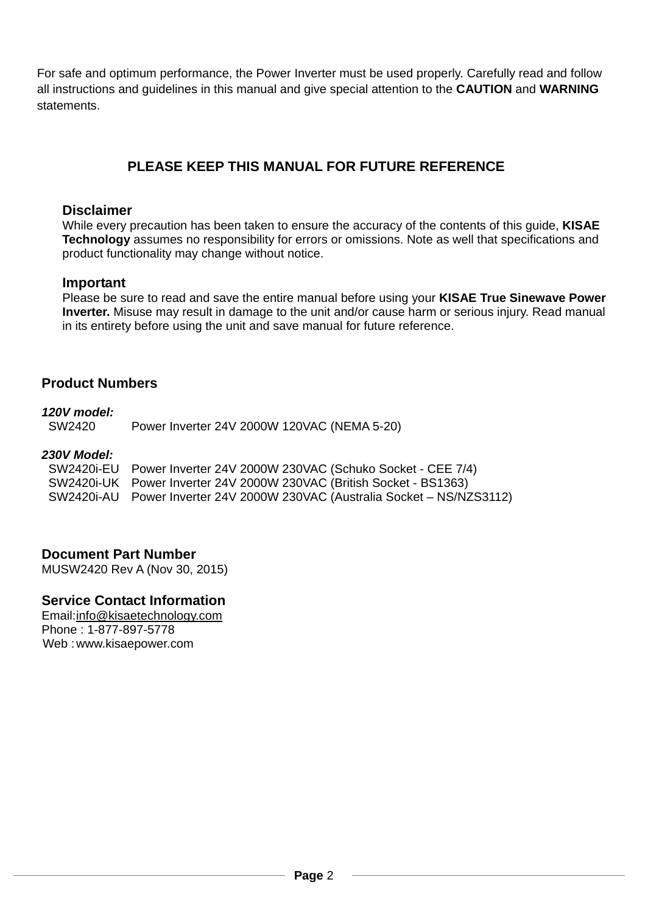For safe and optimum performance, the Power Inverter must be used properly. Carefully read and follow all instructions and guidelines in this manual and give special attention to the **CAUTION** and **WARNING** statements.

**PLEASE KEEP THIS MANUAL FOR FUTURE REFERENCE**

### Disclaimer

While every precaution has been taken to ensure the accuracy of the contents of this guide, **KISAE Technology** assumes no responsibility for errors or omissions. Note as well that specifications and product functionality may change without notice.

### Important

Please be sure to read and save the entire manual before using your **KISAE True Sinewave Power Inverter.** Misuse may result in damage to the unit and/or cause harm or serious injury. Read manual in its entirety before using the unit and save manual for future reference.

## Product Numbers

***120V model:***

| | |
|---|---|
| SW2420 | Power Inverter 24V 2000W 120VAC (NEMA 5-20) |

***230V Model:***

| | |
|---|---|
| SW2420i-EU | Power Inverter 24V 2000W 230VAC (Schuko Socket - CEE 7/4) |
| SW2420i-UK | Power Inverter 24V 2000W 230VAC (British Socket - BS1363) |
| SW2420i-AU | Power Inverter 24V 2000W 230VAC (Australia Socket – NS/NZS3112) |

## Document Part Number

MUSW2420 Rev A (Nov 30, 2015)

## Service Contact Information

Email: info@kisaetechnology.com
Phone : 1-877-897-5778
Web : www.kisaepower.com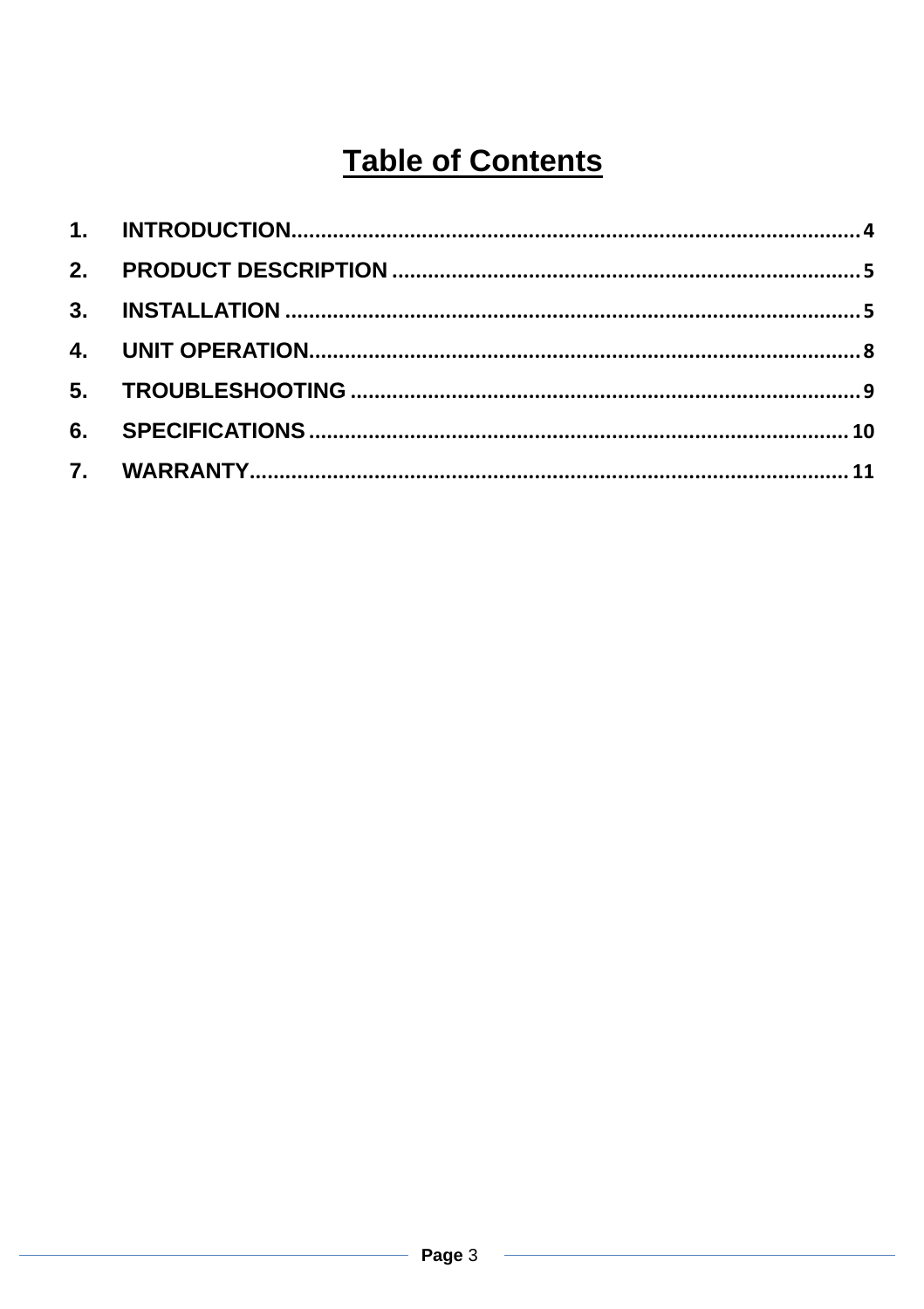# Table of Contents

1. INTRODUCTION....................................................................................4
2. PRODUCT DESCRIPTION ..............................................................5
3. INSTALLATION ....................................................................................5
4. UNIT OPERATION................................................................................8
5. TROUBLESHOOTING ..........................................................................9
6. SPECIFICATIONS ...............................................................................10
7. WARRANTY.........................................................................................11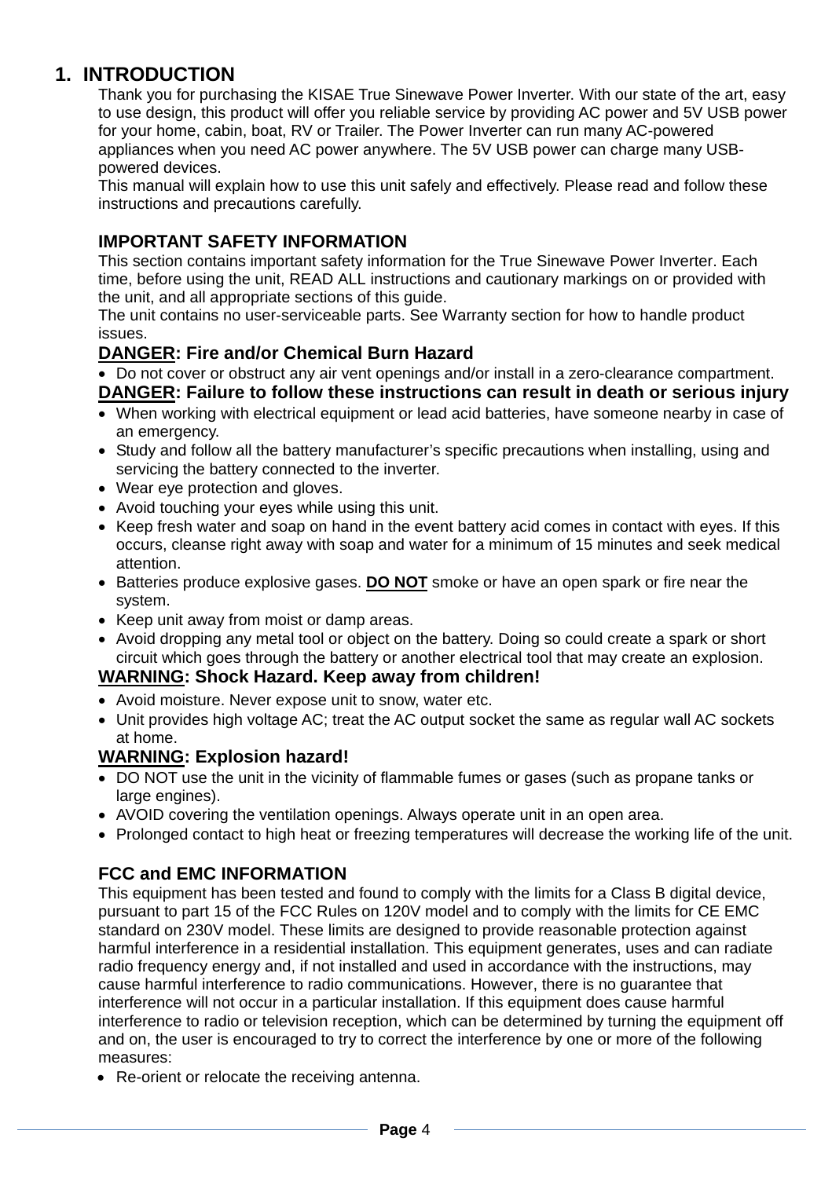# 1. INTRODUCTION

Thank you for purchasing the KISAE True Sinewave Power Inverter. With our state of the art, easy to use design, this product will offer you reliable service by providing AC power and 5V USB power for your home, cabin, boat, RV or Trailer. The Power Inverter can run many AC-powered appliances when you need AC power anywhere. The 5V USB power can charge many USB-powered devices.

This manual will explain how to use this unit safely and effectively. Please read and follow these instructions and precautions carefully.

## IMPORTANT SAFETY INFORMATION

This section contains important safety information for the True Sinewave Power Inverter. Each time, before using the unit, READ ALL instructions and cautionary markings on or provided with the unit, and all appropriate sections of this guide.

The unit contains no user-serviceable parts. See Warranty section for how to handle product issues.

### <u>DANGER</u>: Fire and/or Chemical Burn Hazard

- Do not cover or obstruct any air vent openings and/or install in a zero-clearance compartment.

### <u>DANGER</u>: Failure to follow these instructions can result in death or serious injury

- When working with electrical equipment or lead acid batteries, have someone nearby in case of an emergency.
- Study and follow all the battery manufacturer's specific precautions when installing, using and servicing the battery connected to the inverter.
- Wear eye protection and gloves.
- Avoid touching your eyes while using this unit.
- Keep fresh water and soap on hand in the event battery acid comes in contact with eyes. If this occurs, cleanse right away with soap and water for a minimum of 15 minutes and seek medical attention.
- Batteries produce explosive gases. **<u>DO NOT</u>** smoke or have an open spark or fire near the system.
- Keep unit away from moist or damp areas.
- Avoid dropping any metal tool or object on the battery. Doing so could create a spark or short circuit which goes through the battery or another electrical tool that may create an explosion.

### <u>WARNING</u>: Shock Hazard. Keep away from children!

- Avoid moisture. Never expose unit to snow, water etc.
- Unit provides high voltage AC; treat the AC output socket the same as regular wall AC sockets at home.

### <u>WARNING</u>: Explosion hazard!

- DO NOT use the unit in the vicinity of flammable fumes or gases (such as propane tanks or large engines).
- AVOID covering the ventilation openings. Always operate unit in an open area.
- Prolonged contact to high heat or freezing temperatures will decrease the working life of the unit.

## FCC and EMC INFORMATION

This equipment has been tested and found to comply with the limits for a Class B digital device, pursuant to part 15 of the FCC Rules on 120V model and to comply with the limits for CE EMC standard on 230V model. These limits are designed to provide reasonable protection against harmful interference in a residential installation. This equipment generates, uses and can radiate radio frequency energy and, if not installed and used in accordance with the instructions, may cause harmful interference to radio communications. However, there is no guarantee that interference will not occur in a particular installation. If this equipment does cause harmful interference to radio or television reception, which can be determined by turning the equipment off and on, the user is encouraged to try to correct the interference by one or more of the following measures:

- Re-orient or relocate the receiving antenna.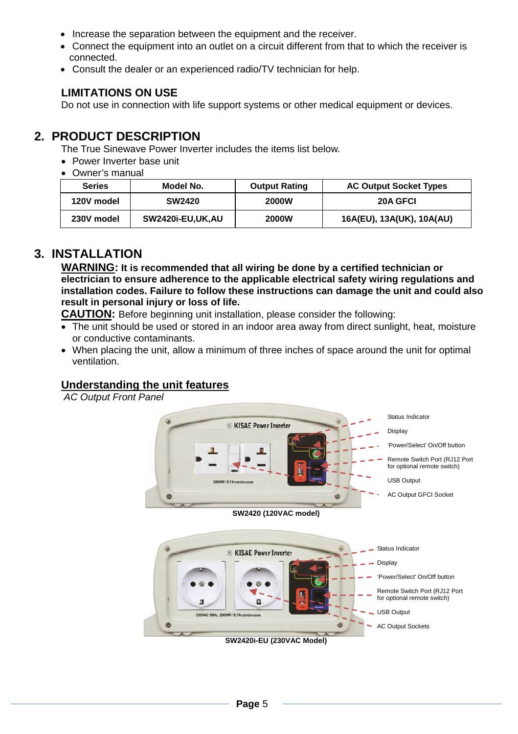- Increase the separation between the equipment and the receiver.
- Connect the equipment into an outlet on a circuit different from that to which the receiver is connected.
- Consult the dealer or an experienced radio/TV technician for help.

### LIMITATIONS ON USE

Do not use in connection with life support systems or other medical equipment or devices.

## 2. PRODUCT DESCRIPTION

The True Sinewave Power Inverter includes the items list below.

- Power Inverter base unit
- Owner's manual

| Series | Model No. | Output Rating | AC Output Socket Types |
|---|---|---|---|
| 120V model | SW2420 | 2000W | 20A GFCI |
| 230V model | SW2420i-EU,UK,AU | 2000W | 16A(EU), 13A(UK), 10A(AU) |

## 3. INSTALLATION

**WARNING: It is recommended that all wiring be done by a certified technician or electrician to ensure adherence to the applicable electrical safety wiring regulations and installation codes. Failure to follow these instructions can damage the unit and could also result in personal injury or loss of life.**

**CAUTION:** Before beginning unit installation, please consider the following:

- The unit should be used or stored in an indoor area away from direct sunlight, heat, moisture or conductive contaminants.
- When placing the unit, allow a minimum of three inches of space around the unit for optimal ventilation.

### Understanding the unit features

*AC Output Front Panel*

Status Indicator
Display
'Power/Select' On/Off button
Remote Switch Port (RJ12 Port for optional remote switch)
USB Output
AC Output GFCI Socket

**SW2420 (120VAC model)**

Status Indicator
Display
'Power/Select' On/Off button
Remote Switch Port (RJ12 Port for optional remote switch)
USB Output
AC Output Sockets

**SW2420i-EU (230VAC Model)**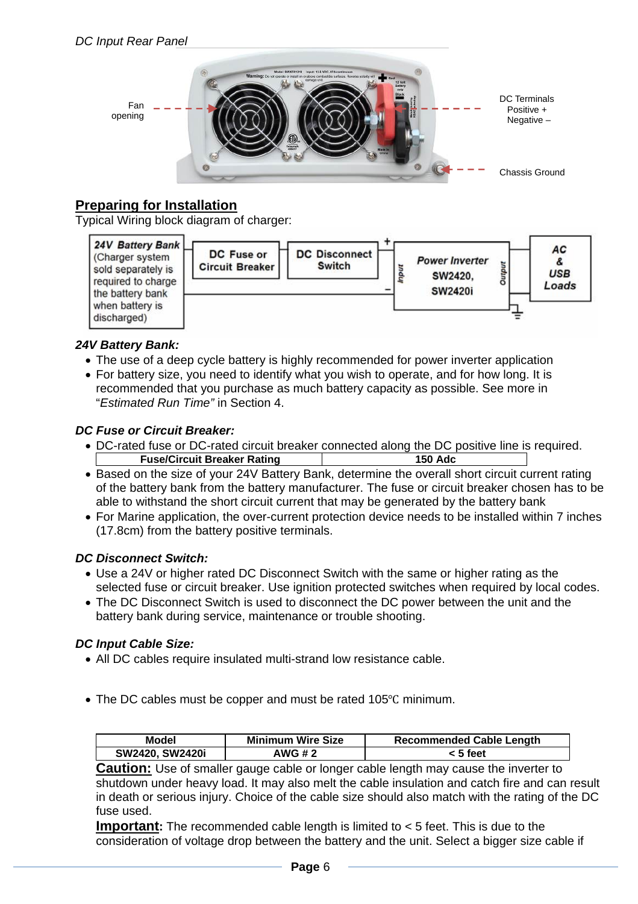*DC Input Rear Panel*

Fan opening

DC Terminals
Positive +
Negative –

Chassis Ground

## Preparing for Installation

Typical Wiring block diagram of charger:

**24V Battery Bank** (Charger system sold separately is required to charge the battery bank when battery is discharged) → **DC Fuse or Circuit Breaker** → **DC Disconnect Switch** → + / – Input → **Power Inverter SW2420, SW2420i** → Output → **AC & USB Loads**

### *24V Battery Bank:*

- The use of a deep cycle battery is highly recommended for power inverter application
- For battery size, you need to identify what you wish to operate, and for how long. It is recommended that you purchase as much battery capacity as possible. See more in "*Estimated Run Time"* in Section 4.

### *DC Fuse or Circuit Breaker:*

- DC-rated fuse or DC-rated circuit breaker connected along the DC positive line is required.

| Fuse/Circuit Breaker Rating | 150 Adc |
|---|---|

- Based on the size of your 24V Battery Bank, determine the overall short circuit current rating of the battery bank from the battery manufacturer. The fuse or circuit breaker chosen has to be able to withstand the short circuit current that may be generated by the battery bank
- For Marine application, the over-current protection device needs to be installed within 7 inches (17.8cm) from the battery positive terminals.

### *DC Disconnect Switch:*

- Use a 24V or higher rated DC Disconnect Switch with the same or higher rating as the selected fuse or circuit breaker. Use ignition protected switches when required by local codes.
- The DC Disconnect Switch is used to disconnect the DC power between the unit and the battery bank during service, maintenance or trouble shooting.

### *DC Input Cable Size:*

- All DC cables require insulated multi-strand low resistance cable.

- The DC cables must be copper and must be rated 105℃ minimum.

| Model | Minimum Wire Size | Recommended Cable Length |
|---|---|---|
| SW2420, SW2420i | AWG # 2 | < 5 feet |

**Caution:** Use of smaller gauge cable or longer cable length may cause the inverter to shutdown under heavy load. It may also melt the cable insulation and catch fire and can result in death or serious injury. Choice of the cable size should also match with the rating of the DC fuse used.

**Important:** The recommended cable length is limited to < 5 feet. This is due to the consideration of voltage drop between the battery and the unit. Select a bigger size cable if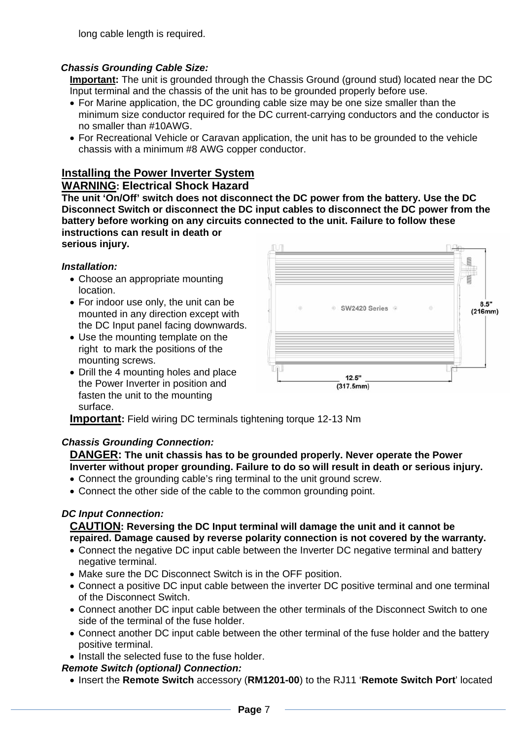long cable length is required.

***Chassis Grounding Cable Size:***

**Important:** The unit is grounded through the Chassis Ground (ground stud) located near the DC Input terminal and the chassis of the unit has to be grounded properly before use.

- For Marine application, the DC grounding cable size may be one size smaller than the minimum size conductor required for the DC current-carrying conductors and the conductor is no smaller than #10AWG.
- For Recreational Vehicle or Caravan application, the unit has to be grounded to the vehicle chassis with a minimum #8 AWG copper conductor.

## Installing the Power Inverter System

**WARNING: Electrical Shock Hazard**

**The unit 'On/Off' switch does not disconnect the DC power from the battery. Use the DC Disconnect Switch or disconnect the DC input cables to disconnect the DC power from the battery before working on any circuits connected to the unit. Failure to follow these instructions can result in death or serious injury.**

***Installation:***

- Choose an appropriate mounting location.
- For indoor use only, the unit can be mounted in any direction except with the DC Input panel facing downwards.
- Use the mounting template on the right to mark the positions of the mounting screws.
- Drill the 4 mounting holes and place the Power Inverter in position and fasten the unit to the mounting surface.

SW2420 Series

8.5" (216mm)

12.5" (317.5mm)

**Important:** Field wiring DC terminals tightening torque 12-13 Nm

***Chassis Grounding Connection:***

**DANGER: The unit chassis has to be grounded properly. Never operate the Power Inverter without proper grounding. Failure to do so will result in death or serious injury.**

- Connect the grounding cable's ring terminal to the unit ground screw.
- Connect the other side of the cable to the common grounding point.

***DC Input Connection:***

**CAUTION: Reversing the DC Input terminal will damage the unit and it cannot be repaired. Damage caused by reverse polarity connection is not covered by the warranty.**

- Connect the negative DC input cable between the Inverter DC negative terminal and battery negative terminal.
- Make sure the DC Disconnect Switch is in the OFF position.
- Connect a positive DC input cable between the inverter DC positive terminal and one terminal of the Disconnect Switch.
- Connect another DC input cable between the other terminals of the Disconnect Switch to one side of the terminal of the fuse holder.
- Connect another DC input cable between the other terminal of the fuse holder and the battery positive terminal.
- Install the selected fuse to the fuse holder.

***Remote Switch (optional) Connection:***

- Insert the **Remote Switch** accessory (**RM1201-00**) to the RJ11 '**Remote Switch Port**' located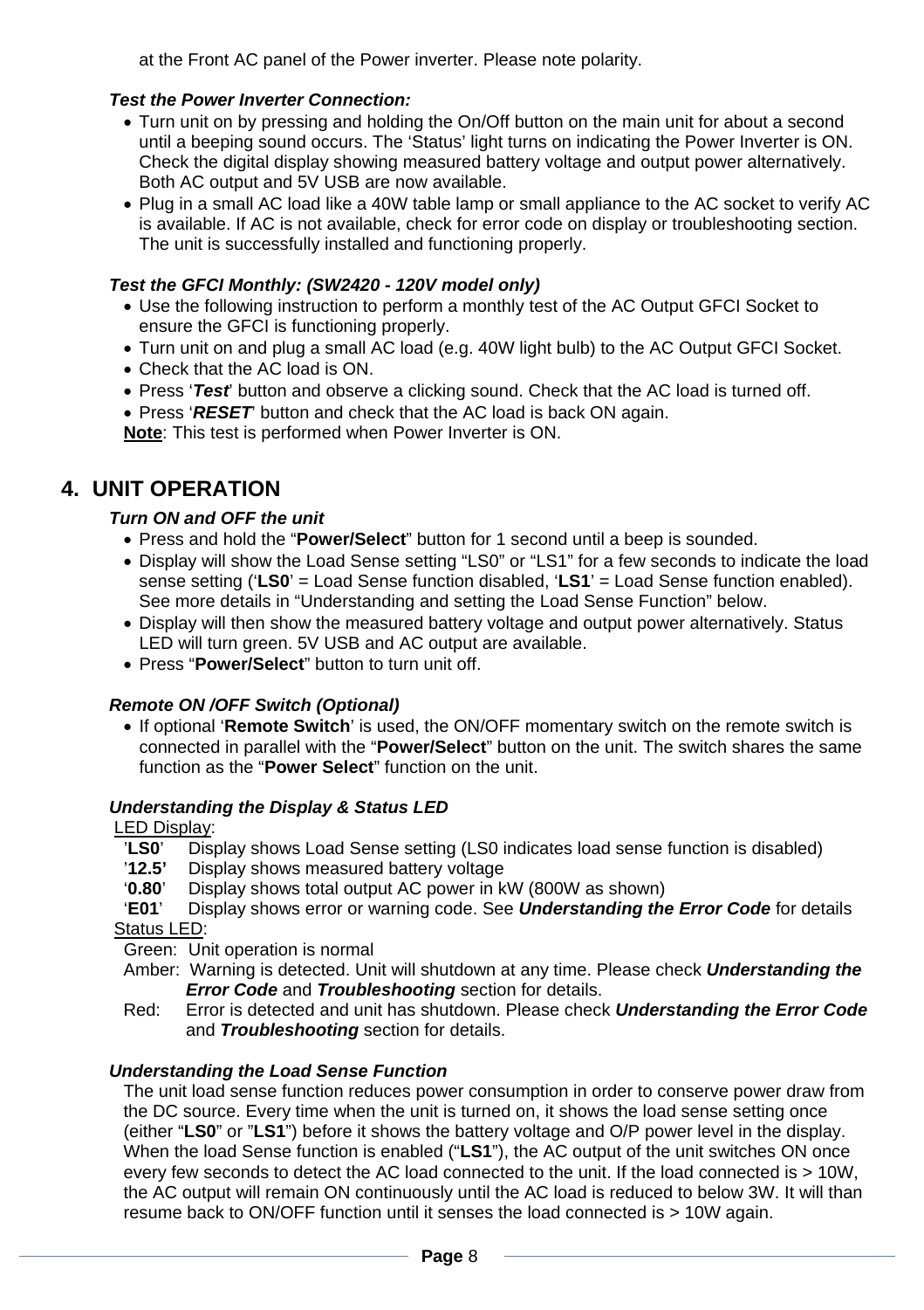at the Front AC panel of the Power inverter. Please note polarity.

***Test the Power Inverter Connection:***

- Turn unit on by pressing and holding the On/Off button on the main unit for about a second until a beeping sound occurs. The 'Status' light turns on indicating the Power Inverter is ON. Check the digital display showing measured battery voltage and output power alternatively. Both AC output and 5V USB are now available.
- Plug in a small AC load like a 40W table lamp or small appliance to the AC socket to verify AC is available. If AC is not available, check for error code on display or troubleshooting section. The unit is successfully installed and functioning properly.

***Test the GFCI Monthly: (SW2420 - 120V model only)***

- Use the following instruction to perform a monthly test of the AC Output GFCI Socket to ensure the GFCI is functioning properly.
- Turn unit on and plug a small AC load (e.g. 40W light bulb) to the AC Output GFCI Socket.
- Check that the AC load is ON.
- Press '***Test***' button and observe a clicking sound. Check that the AC load is turned off.
- Press '***RESET***' button and check that the AC load is back ON again.

**Note**: This test is performed when Power Inverter is ON.

## 4. UNIT OPERATION

***Turn ON and OFF the unit***

- Press and hold the "**Power/Select**" button for 1 second until a beep is sounded.
- Display will show the Load Sense setting "LS0" or "LS1" for a few seconds to indicate the load sense setting ('**LS0**' = Load Sense function disabled, '**LS1**' = Load Sense function enabled). See more details in "Understanding and setting the Load Sense Function" below.
- Display will then show the measured battery voltage and output power alternatively. Status LED will turn green. 5V USB and AC output are available.
- Press "**Power/Select**" button to turn unit off.

***Remote ON /OFF Switch (Optional)***

- If optional '**Remote Switch**' is used, the ON/OFF momentary switch on the remote switch is connected in parallel with the "**Power/Select**" button on the unit. The switch shares the same function as the "**Power Select**" function on the unit.

***Understanding the Display & Status LED***

LED Display:

'**LS0**' Display shows Load Sense setting (LS0 indicates load sense function is disabled)
'**12.5'** Display shows measured battery voltage
'**0.80**' Display shows total output AC power in kW (800W as shown)
'**E01**' Display shows error or warning code. See ***Understanding the Error Code*** for details

Status LED:

Green: Unit operation is normal
Amber: Warning is detected. Unit will shutdown at any time. Please check ***Understanding the Error Code*** and ***Troubleshooting*** section for details.
Red: Error is detected and unit has shutdown. Please check ***Understanding the Error Code*** and ***Troubleshooting*** section for details.

***Understanding the Load Sense Function***

The unit load sense function reduces power consumption in order to conserve power draw from the DC source. Every time when the unit is turned on, it shows the load sense setting once (either "**LS0**" or "**LS1**") before it shows the battery voltage and O/P power level in the display. When the load Sense function is enabled ("**LS1**"), the AC output of the unit switches ON once every few seconds to detect the AC load connected to the unit. If the load connected is > 10W, the AC output will remain ON continuously until the AC load is reduced to below 3W. It will than resume back to ON/OFF function until it senses the load connected is > 10W again.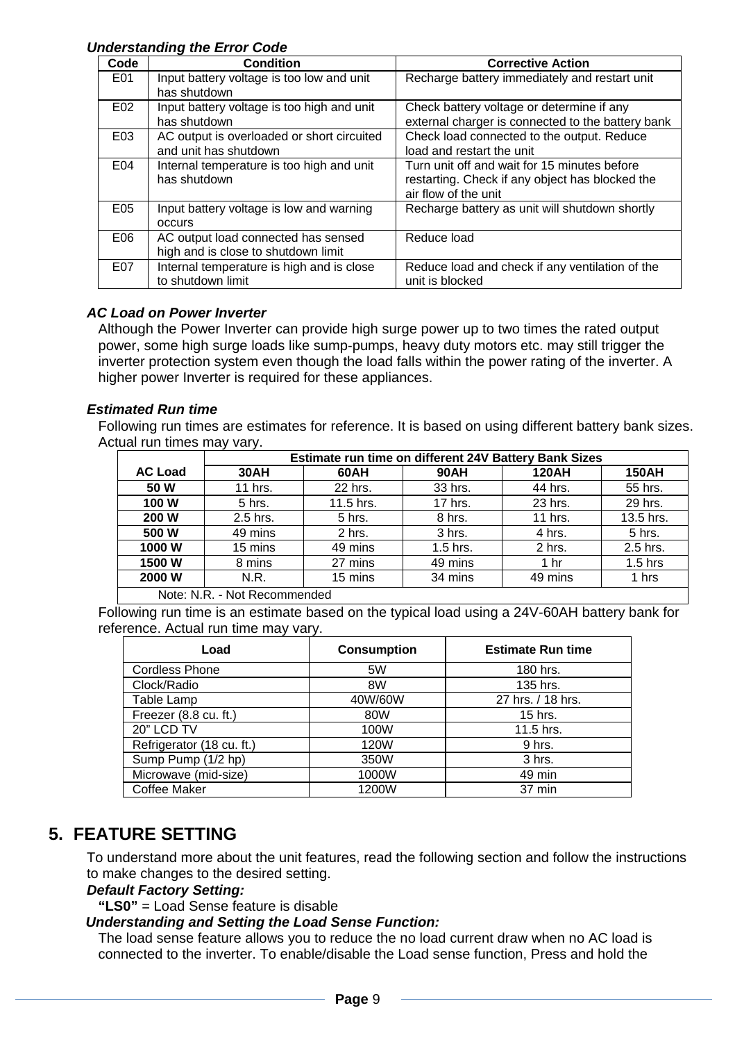### *Understanding the Error Code*

| Code | Condition | Corrective Action |
|---|---|---|
| E01 | Input battery voltage is too low and unit has shutdown | Recharge battery immediately and restart unit |
| E02 | Input battery voltage is too high and unit has shutdown | Check battery voltage or determine if any external charger is connected to the battery bank |
| E03 | AC output is overloaded or short circuited and unit has shutdown | Check load connected to the output. Reduce load and restart the unit |
| E04 | Internal temperature is too high and unit has shutdown | Turn unit off and wait for 15 minutes before restarting. Check if any object has blocked the air flow of the unit |
| E05 | Input battery voltage is low and warning occurs | Recharge battery as unit will shutdown shortly |
| E06 | AC output load connected has sensed high and is close to shutdown limit | Reduce load |
| E07 | Internal temperature is high and is close to shutdown limit | Reduce load and check if any ventilation of the unit is blocked |

### *AC Load on Power Inverter*

Although the Power Inverter can provide high surge power up to two times the rated output power, some high surge loads like sump-pumps, heavy duty motors etc. may still trigger the inverter protection system even though the load falls within the power rating of the inverter. A higher power Inverter is required for these appliances.

### *Estimated Run time*

Following run times are estimates for reference. It is based on using different battery bank sizes. Actual run times may vary.

| AC Load | Estimate run time on different 24V Battery Bank Sizes | | | | |
|---|---|---|---|---|---|
| | **30AH** | **60AH** | **90AH** | **120AH** | **150AH** |
| **50 W** | 11 hrs. | 22 hrs. | 33 hrs. | 44 hrs. | 55 hrs. |
| **100 W** | 5 hrs. | 11.5 hrs. | 17 hrs. | 23 hrs. | 29 hrs. |
| **200 W** | 2.5 hrs. | 5 hrs. | 8 hrs. | 11 hrs. | 13.5 hrs. |
| **500 W** | 49 mins | 2 hrs. | 3 hrs. | 4 hrs. | 5 hrs. |
| **1000 W** | 15 mins | 49 mins | 1.5 hrs. | 2 hrs. | 2.5 hrs. |
| **1500 W** | 8 mins | 27 mins | 49 mins | 1 hr | 1.5 hrs |
| **2000 W** | N.R. | 15 mins | 34 mins | 49 mins | 1 hrs |

Note: N.R. - Not Recommended

Following run time is an estimate based on the typical load using a 24V-60AH battery bank for reference. Actual run time may vary.

| Load | Consumption | Estimate Run time |
|---|---|---|
| Cordless Phone | 5W | 180 hrs. |
| Clock/Radio | 8W | 135 hrs. |
| Table Lamp | 40W/60W | 27 hrs. / 18 hrs. |
| Freezer (8.8 cu. ft.) | 80W | 15 hrs. |
| 20" LCD TV | 100W | 11.5 hrs. |
| Refrigerator (18 cu. ft.) | 120W | 9 hrs. |
| Sump Pump (1/2 hp) | 350W | 3 hrs. |
| Microwave (mid-size) | 1000W | 49 min |
| Coffee Maker | 1200W | 37 min |

## 5. FEATURE SETTING

To understand more about the unit features, read the following section and follow the instructions to make changes to the desired setting.

***Default Factory Setting:***

**"LS0"** = Load Sense feature is disable

***Understanding and Setting the Load Sense Function:***

The load sense feature allows you to reduce the no load current draw when no AC load is connected to the inverter. To enable/disable the Load sense function, Press and hold the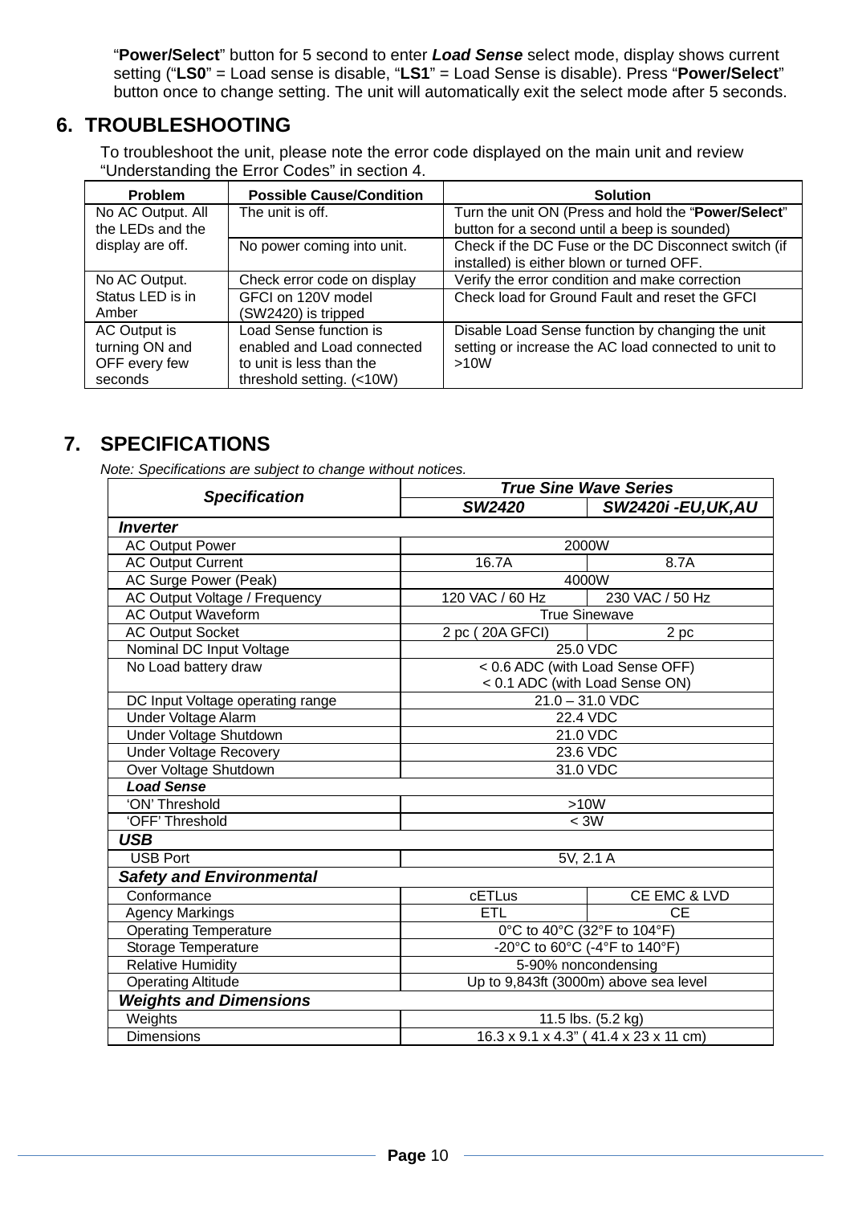"**Power/Select**" button for 5 second to enter ***Load Sense*** select mode, display shows current setting ("**LS0**" = Load sense is disable, "**LS1**" = Load Sense is disable). Press "**Power/Select**" button once to change setting. The unit will automatically exit the select mode after 5 seconds.

## 6. TROUBLESHOOTING

To troubleshoot the unit, please note the error code displayed on the main unit and review "Understanding the Error Codes" in section 4.

| Problem | Possible Cause/Condition | Solution |
|---|---|---|
| No AC Output. All the LEDs and the display are off. | The unit is off. | Turn the unit ON (Press and hold the "**Power/Select**" button for a second until a beep is sounded) |
| | No power coming into unit. | Check if the DC Fuse or the DC Disconnect switch (if installed) is either blown or turned OFF. |
| No AC Output. Status LED is in Amber | Check error code on display | Verify the error condition and make correction |
| | GFCI on 120V model (SW2420) is tripped | Check load for Ground Fault and reset the GFCI |
| AC Output is turning ON and OFF every few seconds | Load Sense function is enabled and Load connected to unit is less than the threshold setting. (<10W) | Disable Load Sense function by changing the unit setting or increase the AC load connected to unit to >10W |

## 7. SPECIFICATIONS

*Note: Specifications are subject to change without notices.*

| ***Specification*** | ***True Sine Wave Series*** | |
|---|---|---|
| | ***SW2420*** | ***SW2420i -EU,UK,AU*** |
| ***Inverter*** | | |
| AC Output Power | 2000W | |
| AC Output Current | 16.7A | 8.7A |
| AC Surge Power (Peak) | 4000W | |
| AC Output Voltage / Frequency | 120 VAC / 60 Hz | 230 VAC / 50 Hz |
| AC Output Waveform | True Sinewave | |
| AC Output Socket | 2 pc ( 20A GFCI) | 2 pc |
| Nominal DC Input Voltage | 25.0 VDC | |
| No Load battery draw | < 0.6 ADC (with Load Sense OFF)<br>< 0.1 ADC (with Load Sense ON) | |
| DC Input Voltage operating range | 21.0 – 31.0 VDC | |
| Under Voltage Alarm | 22.4 VDC | |
| Under Voltage Shutdown | 21.0 VDC | |
| Under Voltage Recovery | 23.6 VDC | |
| Over Voltage Shutdown | 31.0 VDC | |
| ***Load Sense*** | | |
| 'ON' Threshold | >10W | |
| 'OFF' Threshold | < 3W | |
| ***USB*** | | |
| USB Port | 5V, 2.1 A | |
| ***Safety and Environmental*** | | |
| Conformance | cETLus | CE EMC & LVD |
| Agency Markings | ETL | CE |
| Operating Temperature | 0°C to 40°C (32°F to 104°F) | |
| Storage Temperature | -20°C to 60°C (-4°F to 140°F) | |
| Relative Humidity | 5-90% noncondensing | |
| Operating Altitude | Up to 9,843ft (3000m) above sea level | |
| ***Weights and Dimensions*** | | |
| Weights | 11.5 lbs. (5.2 kg) | |
| Dimensions | 16.3 x 9.1 x 4.3" ( 41.4 x 23 x 11 cm) | |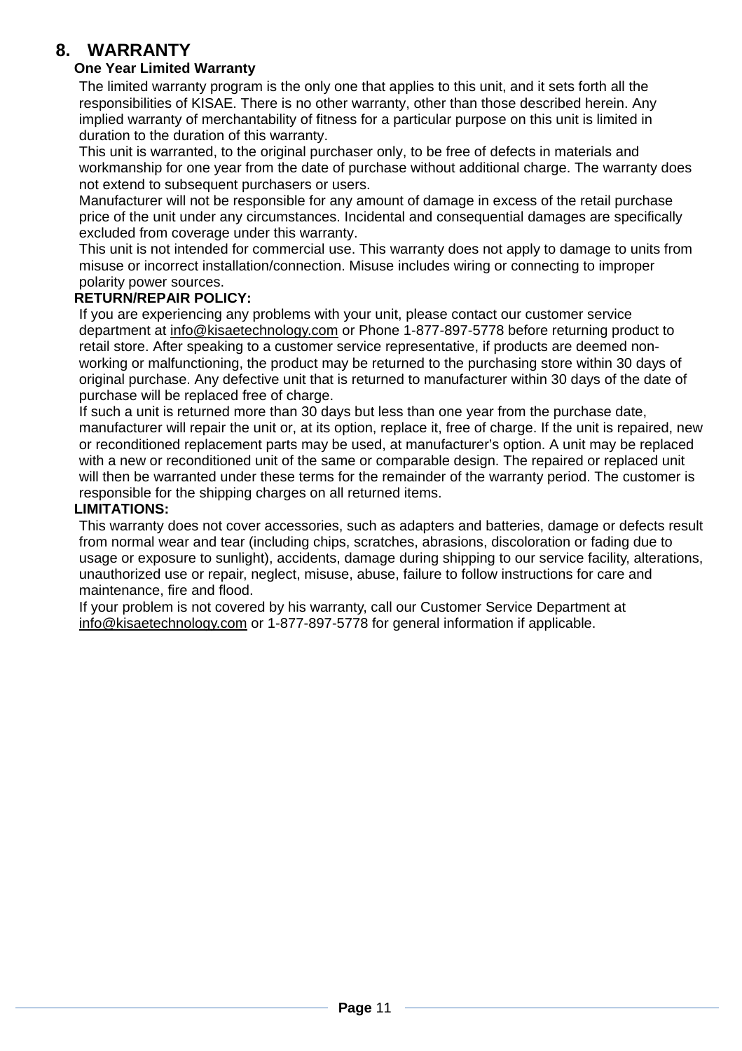## 8. WARRANTY

### One Year Limited Warranty

The limited warranty program is the only one that applies to this unit, and it sets forth all the responsibilities of KISAE. There is no other warranty, other than those described herein. Any implied warranty of merchantability of fitness for a particular purpose on this unit is limited in duration to the duration of this warranty.

This unit is warranted, to the original purchaser only, to be free of defects in materials and workmanship for one year from the date of purchase without additional charge. The warranty does not extend to subsequent purchasers or users.

Manufacturer will not be responsible for any amount of damage in excess of the retail purchase price of the unit under any circumstances. Incidental and consequential damages are specifically excluded from coverage under this warranty.

This unit is not intended for commercial use. This warranty does not apply to damage to units from misuse or incorrect installation/connection. Misuse includes wiring or connecting to improper polarity power sources.

### RETURN/REPAIR POLICY:

If you are experiencing any problems with your unit, please contact our customer service department at info@kisaetechnology.com or Phone 1-877-897-5778 before returning product to retail store. After speaking to a customer service representative, if products are deemed non-working or malfunctioning, the product may be returned to the purchasing store within 30 days of original purchase. Any defective unit that is returned to manufacturer within 30 days of the date of purchase will be replaced free of charge.

If such a unit is returned more than 30 days but less than one year from the purchase date, manufacturer will repair the unit or, at its option, replace it, free of charge. If the unit is repaired, new or reconditioned replacement parts may be used, at manufacturer's option. A unit may be replaced with a new or reconditioned unit of the same or comparable design. The repaired or replaced unit will then be warranted under these terms for the remainder of the warranty period. The customer is responsible for the shipping charges on all returned items.

### LIMITATIONS:

This warranty does not cover accessories, such as adapters and batteries, damage or defects result from normal wear and tear (including chips, scratches, abrasions, discoloration or fading due to usage or exposure to sunlight), accidents, damage during shipping to our service facility, alterations, unauthorized use or repair, neglect, misuse, abuse, failure to follow instructions for care and maintenance, fire and flood.

If your problem is not covered by his warranty, call our Customer Service Department at info@kisaetechnology.com or 1-877-897-5778 for general information if applicable.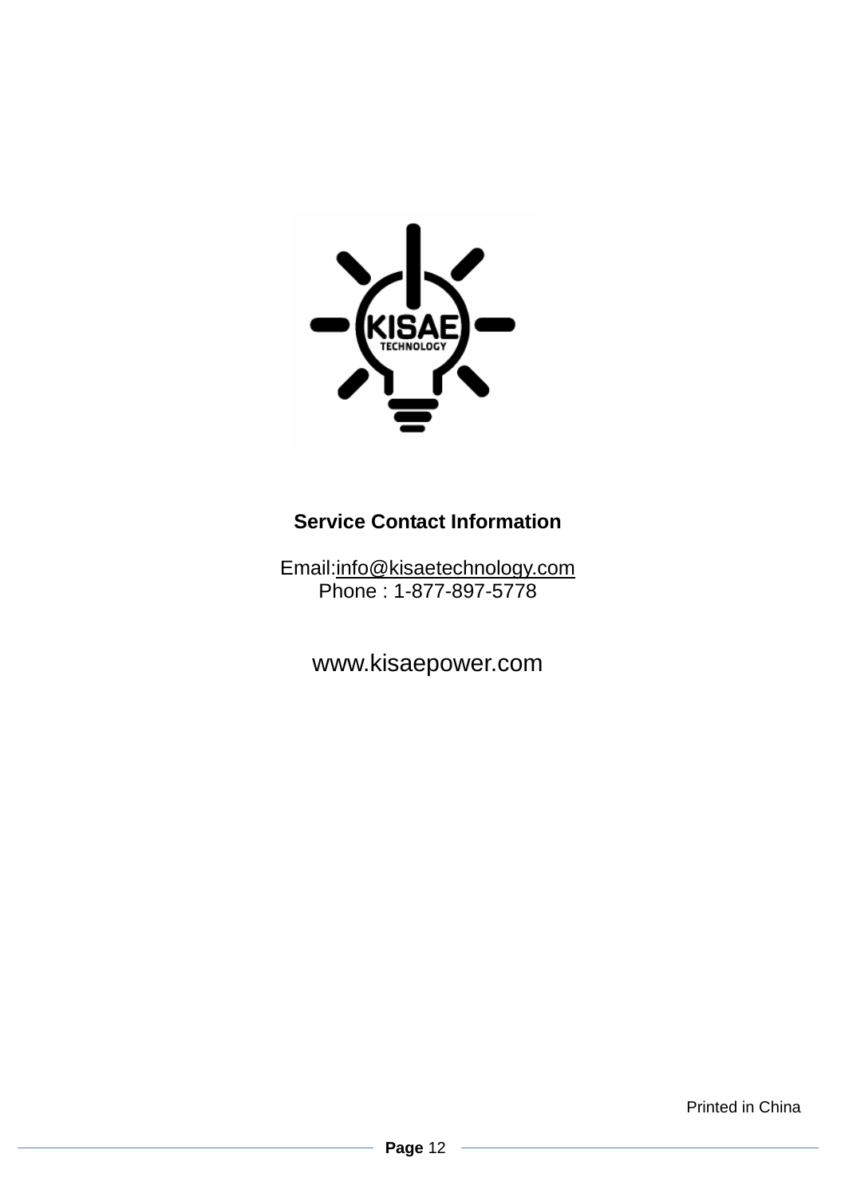KISAE
TECHNOLOGY

**Service Contact Information**

Email:info@kisaetechnology.com
Phone : 1-877-897-5778

www.kisaepower.com

Printed in China